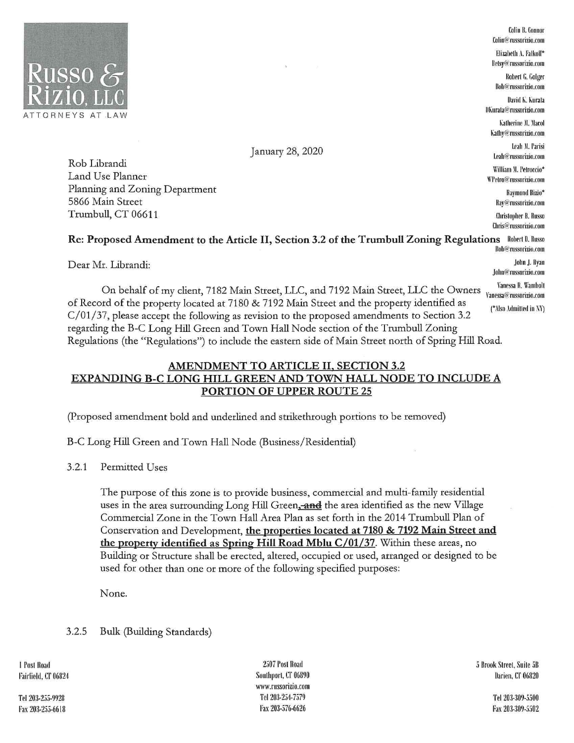Russo & Rizio, LLC
ATTORNEYS AT LAW

Colin B. Connor
Colin@russorizio.com
Elizabeth A. Falkoff*
Betsy@russorizio.com
Robert G. Golger
Bob@russorizio.com
David K. Kurata
DKurata@russorizio.com
Katherine M. Macol
Kathy@russorizio.com
Leah M. Parisi
Leah@russorizio.com
William M. Petroccio*
WPetro@russorizio.com
Raymond Rizio*
Ray@russorizio.com
Christopher B. Russo
Chris@russorizio.com
Robert D. Russo
Rob@russorizio.com
John J. Ryan
John@russorizio.com
Vanessa R. Wambolt
Vanessa@russorizio.com
(*Also Admitted in NY)

January 28, 2020

Rob Librandi
Land Use Planner
Planning and Zoning Department
5866 Main Street
Trumbull, CT 06611

**Re: Proposed Amendment to the Article II, Section 3.2 of the Trumbull Zoning Regulations**

Dear Mr. Librandi:

On behalf of my client, 7182 Main Street, LLC, and 7192 Main Street, LLC the Owners of Record of the property located at 7180 & 7192 Main Street and the property identified as C/01/37, please accept the following as revision to the proposed amendments to Section 3.2 regarding the B-C Long Hill Green and Town Hall Node section of the Trumbull Zoning Regulations (the "Regulations") to include the eastern side of Main Street north of Spring Hill Road.

## <u>AMENDMENT TO ARTICLE II, SECTION 3.2 EXPANDING B-C LONG HILL GREEN AND TOWN HALL NODE TO INCLUDE A PORTION OF UPPER ROUTE 25</u>

(Proposed amendment bold and underlined and strikethrough portions to be removed)

B-C Long Hill Green and Town Hall Node (Business/Residential)

3.2.1 Permitted Uses

The purpose of this zone is to provide business, commercial and multi-family residential uses in the area surrounding Long Hill Green**<u>,</u>** ~~and~~ the area identified as the new Village Commercial Zone in the Town Hall Area Plan as set forth in the 2014 Trumbull Plan of Conservation and Development, **<u>the properties located at 7180 & 7192 Main Street and the property identified as Spring Hill Road Mblu C/01/37</u>**. Within these areas, no Building or Structure shall be erected, altered, occupied or used, arranged or designed to be used for other than one or more of the following specified purposes:

None.

3.2.5 Bulk (Building Standards)

1 Post Road
Fairfield, CT 06824
Tel 203-255-9928
Fax 203-255-6618

2507 Post Road
Southport, CT 06890
www.russorizio.com
Tel 203-254-7579
Fax 203-576-6626

5 Brook Street, Suite 5B
Darien, CT 06820
Tel 203-309-5500
Fax 203-309-5502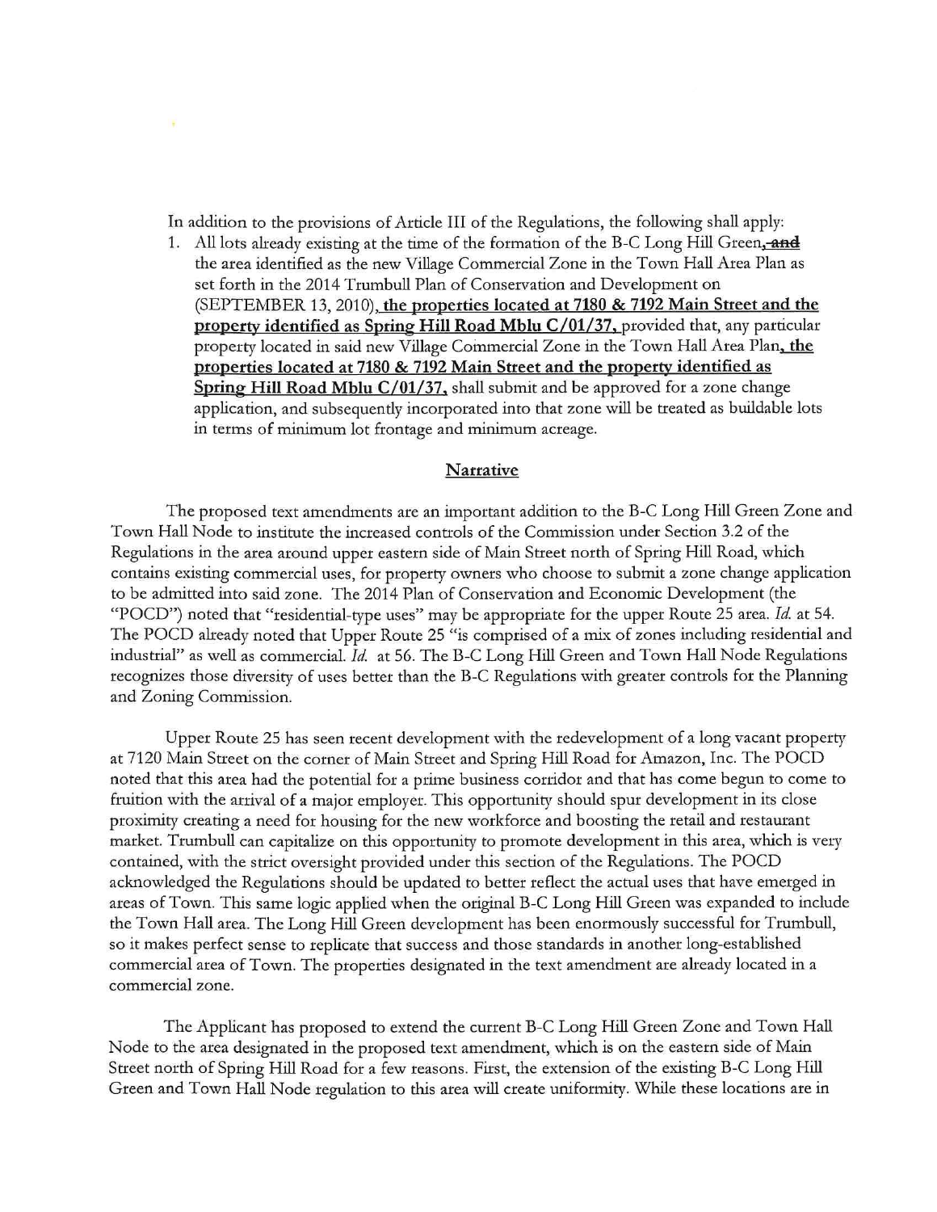In addition to the provisions of Article III of the Regulations, the following shall apply:

1. All lots already existing at the time of the formation of the B-C Long Hill Green, ~~and~~ the area identified as the new Village Commercial Zone in the Town Hall Area Plan as set forth in the 2014 Trumbull Plan of Conservation and Development on (SEPTEMBER 13, 2010)**, the properties located at 7180 & 7192 Main Street and the property identified as Spring Hill Road Mblu C/01/37,** provided that, any particular property located in said new Village Commercial Zone in the Town Hall Area Plan**, the properties located at 7180 & 7192 Main Street and the property identified as Spring Hill Road Mblu C/01/37,** shall submit and be approved for a zone change application, and subsequently incorporated into that zone will be treated as buildable lots in terms of minimum lot frontage and minimum acreage.

## Narrative

The proposed text amendments are an important addition to the B-C Long Hill Green Zone and Town Hall Node to institute the increased controls of the Commission under Section 3.2 of the Regulations in the area around upper eastern side of Main Street north of Spring Hill Road, which contains existing commercial uses, for property owners who choose to submit a zone change application to be admitted into said zone. The 2014 Plan of Conservation and Economic Development (the "POCD") noted that "residential-type uses" may be appropriate for the upper Route 25 area. *Id.* at 54. The POCD already noted that Upper Route 25 "is comprised of a mix of zones including residential and industrial" as well as commercial. *Id.* at 56. The B-C Long Hill Green and Town Hall Node Regulations recognizes those diversity of uses better than the B-C Regulations with greater controls for the Planning and Zoning Commission.

Upper Route 25 has seen recent development with the redevelopment of a long vacant property at 7120 Main Street on the corner of Main Street and Spring Hill Road for Amazon, Inc. The POCD noted that this area had the potential for a prime business corridor and that has come begun to come to fruition with the arrival of a major employer. This opportunity should spur development in its close proximity creating a need for housing for the new workforce and boosting the retail and restaurant market. Trumbull can capitalize on this opportunity to promote development in this area, which is very contained, with the strict oversight provided under this section of the Regulations. The POCD acknowledged the Regulations should be updated to better reflect the actual uses that have emerged in areas of Town. This same logic applied when the original B-C Long Hill Green was expanded to include the Town Hall area. The Long Hill Green development has been enormously successful for Trumbull, so it makes perfect sense to replicate that success and those standards in another long-established commercial area of Town. The properties designated in the text amendment are already located in a commercial zone.

The Applicant has proposed to extend the current B-C Long Hill Green Zone and Town Hall Node to the area designated in the proposed text amendment, which is on the eastern side of Main Street north of Spring Hill Road for a few reasons. First, the extension of the existing B-C Long Hill Green and Town Hall Node regulation to this area will create uniformity. While these locations are in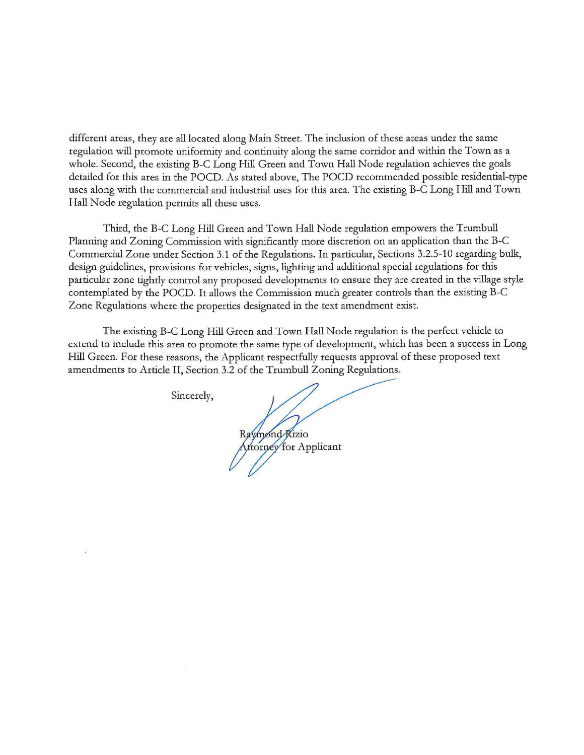different areas, they are all located along Main Street. The inclusion of these areas under the same regulation will promote uniformity and continuity along the same corridor and within the Town as a whole. Second, the existing B-C Long Hill Green and Town Hall Node regulation achieves the goals detailed for this area in the POCD. As stated above, The POCD recommended possible residential-type uses along with the commercial and industrial uses for this area. The existing B-C Long Hill and Town Hall Node regulation permits all these uses.

Third, the B-C Long Hill Green and Town Hall Node regulation empowers the Trumbull Planning and Zoning Commission with significantly more discretion on an application than the B-C Commercial Zone under Section 3.1 of the Regulations. In particular, Sections 3.2.5-10 regarding bulk, design guidelines, provisions for vehicles, signs, lighting and additional special regulations for this particular zone tightly control any proposed developments to ensure they are created in the village style contemplated by the POCD. It allows the Commission much greater controls than the existing B-C Zone Regulations where the properties designated in the text amendment exist.

The existing B-C Long Hill Green and Town Hall Node regulation is the perfect vehicle to extend to include this area to promote the same type of development, which has been a success in Long Hill Green. For these reasons, the Applicant respectfully requests approval of these proposed text amendments to Article II, Section 3.2 of the Trumbull Zoning Regulations.

Sincerely,

Raymond Rizio
Attorney for Applicant